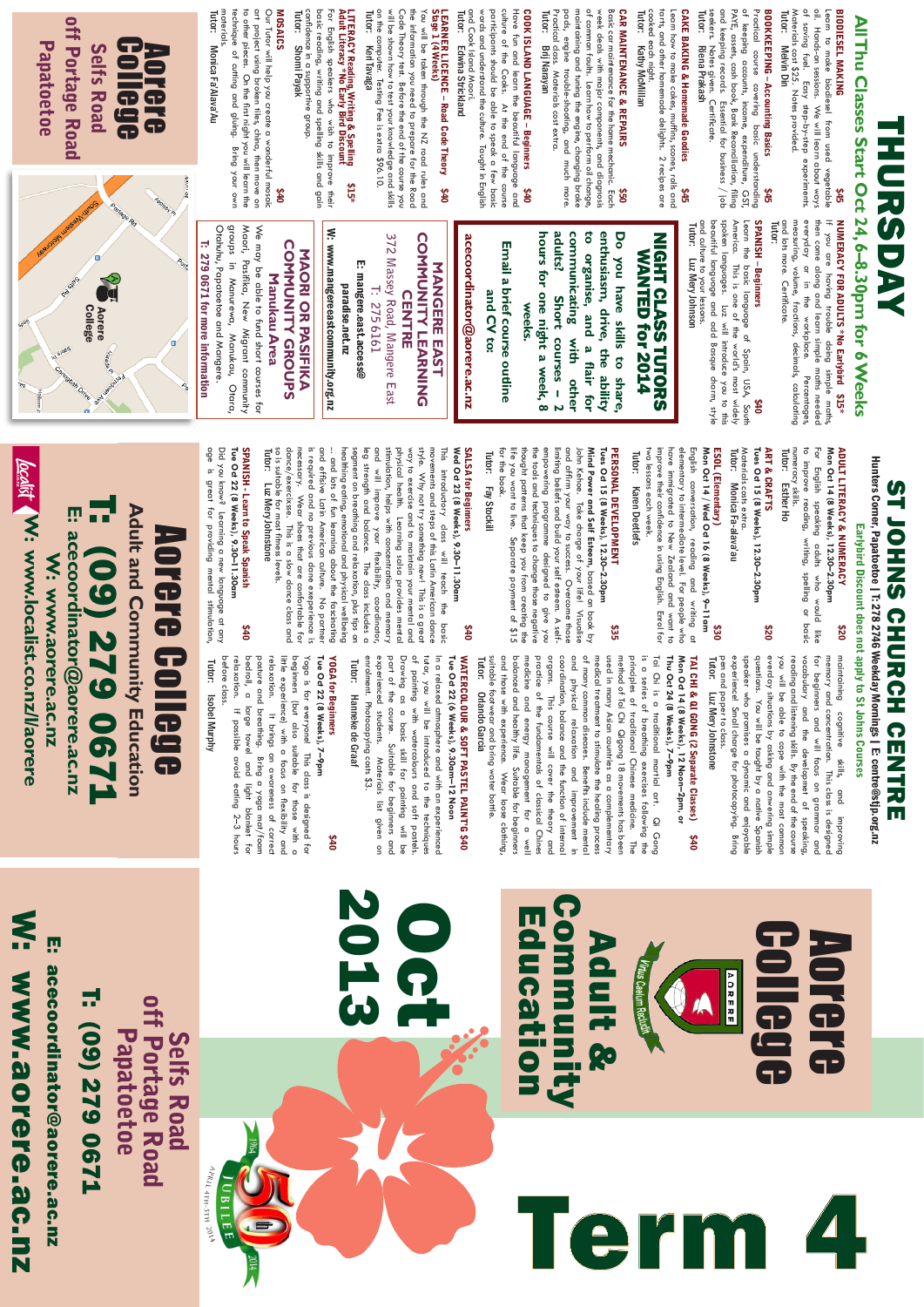# THURSDAY

## All Thu Classes Start Oct 24, 6–8.30pm for 6 Weeks

**BIODIESEL MAKING** **$45**
Learn to make biodiesel from used vegetable oil. Hands-on. We will learn about ways of saving fuel. Easy step-by-step experiments. Materials cost $25. Notes provided.
Tutor: Melvin Din

**BOOKKEEPING – Accounting Basics** **$45**
Practical course covering basic understanding of keeping accounts, income, expenditure, GST, PAYE, assets, cash book, Bank Reconciliation, filing and keeping records. Essential for business / job seekers. Notes given. Certificate.
Tutor: Riena Prakash

**CAKE BAKING & Homemade Goodies** **$45**
Learn how to make cakes, muffins, scones, rolls and tarts, and other homemade delights. 2 recipes are cooked each night.
Tutor: Kathy McMillan

**CAR MAINTENANCE & REPAIRS** **$50**
Basic car maintenance for the home mechanic. Each week deals with major components, and diagnosis of common faults. Learn how to perform oil change, maintaining and tuning the engine, changing brake pads, engine trouble-shooting, and much more. Practical class. Materials cost extra.
Tutor: Brij Narayan

**COOK ISLAND LANGUAGE – Beginners** **$40**
Have fun and learn the beautiful language and culture of the Cooks. At the end of the course participants should be able to speak a few basic words and understand the culture. Taught in English and Cook Island Maori.
Tutor: Edwina Strickland

**LEARNER LICENCE - Road Code Theory Stage 1 (4 Weeks)** **$40**
You will be taken through the NZ road rules and the information you need to prepare for the Road Code Theory test. Before the end of the course you will have an opportunity to test your knowledge and skills on the computer. Testing Fee is extra $96.10.
Tutor: Keri Taraga

**LITERACY Reading, Writing & Spelling Adult Literacy (No Earlybird Discount)** **$15***
For English speakers who wish to improve their basic reading, writing and spelling skills and gain confidence in a supportive group.
Tutor: Shomi Payak

**MOSAICS** **$40**
Our tutor will help you create a wonderful mosaic art project using broken tiles, china, then move on to other pieces. On the first night you will learn the technique of cutting and gluing. Bring your own materials.
Tutor: Monica Fa'Alava'Au

**NUMERACY FOR ADULTS *No Earlybird** **$15***
If you are having trouble with the Maths needed everyday or in the workplace. Percentages, measuring, volume, fractions, decimals, calculating and lots more. Certificate.
Tutor:

**SPANISH – Beginners** **$40**
Learn the basic language of Spain, USA, South America. This is one of the world's most widely spoken languages. Luz will introduce you to this beautiful language and add Basque charm, style and culture to your lessons.
Tutor: Luz Mary Johnston

## NIGHT CLASS TUTORS WANTED for 2014

Do you have skills to share, enthusiasm, drive, the ability to organise, and a flair for communicating with other adults? Short courses – 2 hours for one night a week, 8 weeks.

Email a brief course outline and CV to:

acecoordinator@aorere.ac.nz

## MANGERE EAST COMMUNITY LEARNING CENTRE

372 Massey Road, Mangere East
T: 275 6161
E: mangere.east.access@paradise.net.nz
W: www.mangereeastcommunity.org.nz

## MAORI OR PASIFIKA COMMUNITY GROUPS Manukau Area

We may be able to fund short courses for Maori, Pasifika, New Migrant community groups in Manurewa, Manukau, Otara, Otahuhu, Papatoetoe and Mangere.
T: 279 0671 for more information

# Aorere College
## Selfs Road off Portage Road Papatoetoe

# ST JOHNS CHURCH CENTRE

Hunters Corner, Papatoetoe | T: 278 2746 Weekday Mornings | E: centre@stjp.org.nz

**Earlybird Discount does not apply to St Johns Courses**

**ADULT LITERACY & NUMERACY** **$20**
**Mon Oct 14 (8 Weeks), 12.30–2.30pm**
For English speaking adults who would like to improve reading, writing, spelling or basic numeracy skills.
Tutor: Esther Ho

**ART & CRAFTS** **$20**
**Tues Oct 15 (8 Weeks), 12.30–2.30pm**
Materials cost extra.
Tutor: Monica Fa-alava'au

**ESOL (Elementary)** **$30**
**Mon Oct 14 / Wed Oct 16 (8 Weeks), 9–11am**
English conversation, reading and writing at elementary to intermediate level. For people who have limited English, and want to improve their confidence in using English. Enrol for two lessons each week.
Tutor: Karen Deetlefs

**PERSONAL DEVELOPMENT** **$35**
**Tues Oct 15 (8 Weeks), 12.30–2.30pm**
**Mind Power and Self Esteem,** based on book by John Kehoe. Take charge of your life! Visualise and affirm your way to success. Overcome those limiting beliefs and build your self esteem. A self-empowering programme designed to give you the tools and techniques to change those negative thought patterns that keep you from creating the life you want to live. Separate payment of $15 for the book.
Tutor: Fay Stockill

**SALSA for Beginners** **$40**
**Wed Oct 23 (8 Weeks), 9.30–11.30am**
This introductory class will teach the basic movements and steps of this Latin American dance style. Why not try something new! This is a great way to exercise and to maintain your mental and physical health. Learning salsa provides mental stimulation, helps with concentration and memory and will improve your flexibility, coordination, leg strength and balance. The class will include a segment on breathing and relaxation, plus tips on healthy eating, emotional and physical wellbeing ... and lots of fun learning about the fascinating and effective Latin American culture. No partner is required and no previous dance experience is necessary. Wear shoes that are comfortable for dance/exercise. This is a slow dance class and so is suitable for most fitness levels.
Tutor: Luz Mary Johnstone

**SPANISH - Learn to Speak Spanish** **$40**
**Tue Oct 22 (8 Weeks), 9.30–11.30am**
Did you know? Learning a new language at any age is great for providing mental stimulation, maintaining cognitive skills, and improving memory and concentration. This class is designed for beginners and will focus on grammar and vocabulary and the development of speaking, reading and listening skills. By the end of the course you will be able to cope with the most common everyday situations by asking and answering simple questions. You will be taught by a native Spanish speaker who promises a dynamic and enjoyable experience! Small charge for photocopying. Bring pen and paper to class.
Tutor: Luz Mary Johnstone

**TAI CHI & QI GONG (2 Separate Classes)** **$40**
**Mon Oct 14 (8 Weeks), 12 Noon–2pm, or Thu Oct 24 (8 Weeks), 7–9pm**
Tai Chi is a traditional martial art. Qi Gong is a series of breathing exercises following the principles of traditional Chinese medicine. The method of Tai Chi Qigong 18 movements has been used in many Asian countries as a complementary medical treatment to stimulate the healing process of many illnesses. Regular practice will improve coordination, balance and the function of internal organs. This course will cover the theory and practice of the fundamentals of classical Chinese medicine and energy management for a well balanced and healthy life. Suitable for beginners and those with experience. Wear loose clothing, suitable footwear and bring water bottle.
Tutor: Orlando Garcia

**WATERCOLOUR & SOFT PASTEL PAINT'G** **$40**
**Tue Oct 22 (6 Weeks), 9.30am–12 Noon**
In a relaxed atmosphere and with an experienced tutor, you will be introduced to the techniques of painting with watercolours and soft pastels. Drawing is a basic skill for painting and will be part of the course. Suitable for beginners and experienced students. Materials list given on enrolment. Photocopying costs $3.
Tutor: Hanneke de Graaf

**YOGA for Beginners** **$40**
**Tue Oct 22 (8 Weeks), 7–9pm**
Yoga is for everyone! This class is designed for beginners (but also suitable for those with a little experience) with a focus on flexibility and relaxation. It brings an awareness of correct posture and breathing. Bring a yoga mat/foam bedroll, a large towel and light blanket for relaxation. If possible avoid eating 2–3 hours before class.
Tutor: Isobel Murphy

# Aorere College
## Adult and Community Education

**T: (09) 279 0671**
**E: acecoordinator@aorere.ac.nz**
**W: www.aorere.ac.nz**

W: www.localist.co.nz/aorere

# Aorere College
## Adult & Community Education

# Oct 2013
# Term 4

Virtus Caelum Recludit

1964 JUBILEE 2014 — 50th — April 4th–5th 2014

## Selfs Road off Portage Road Papatoetoe

**T: (09) 279 0671**
**E: acecoordinator@aorere.ac.nz**
**W: www.aorere.ac.nz**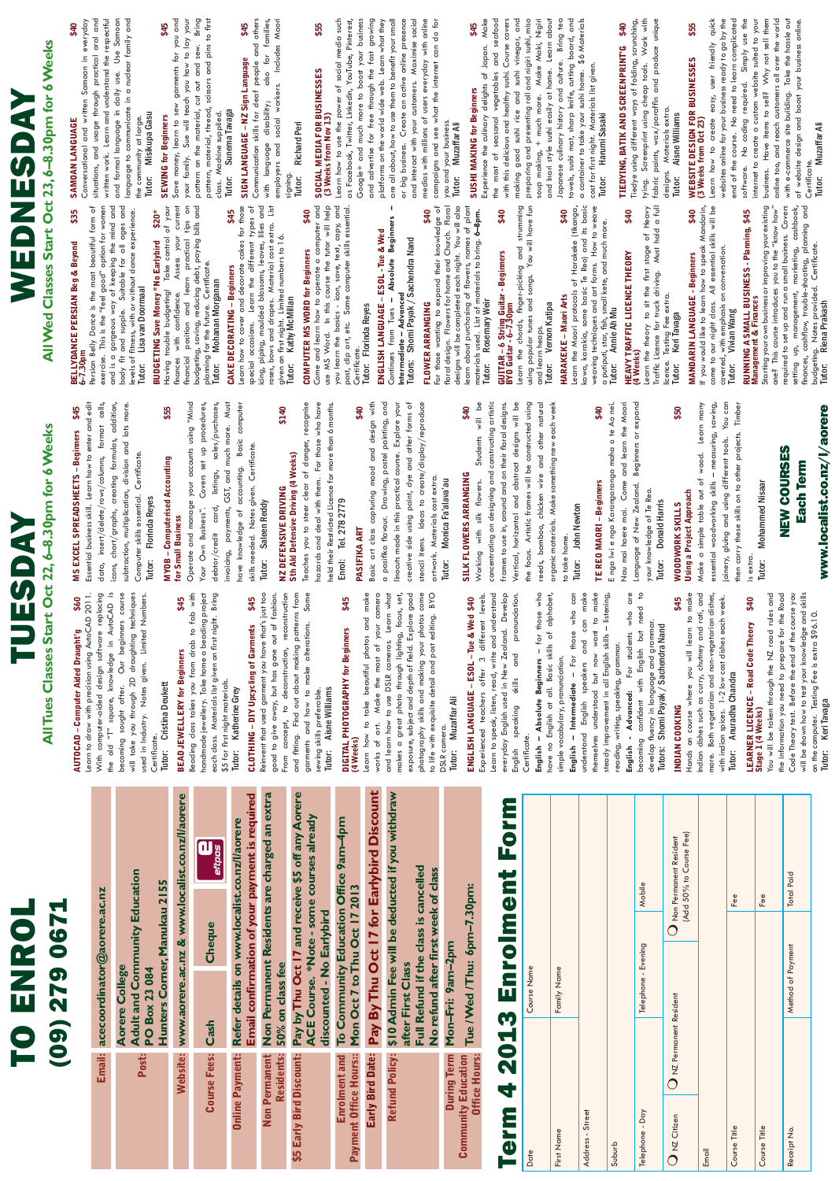# TO ENROL

# (09) 279 0671

| | |
|---|---|
| **Email:** | acecoordinator@aorere.ac.nz |
| **Post:** | Aorere College<br>Adult and Community Education<br>PO Box 23 084<br>Hunters Corner, Manukau 2155 |
| **Website:** | www.aorere.ac.nz & www.localist.co.nz/l/aorere |
| **Course Fees:** | Cash / Cheque / eftpos |
| **Online Payment:** | Refer details on www.localist.co.nz/l/aorere<br>Email confirmation of your payment is required |
| **Non Permanent Residents:** | Non Permanent Residents are charged an extra 50% on class fee |
| **$5 Early Bird Discount:** | Pay by Thu Oct 17 and receive $5 off any Aorere ACE Course. *Note - some courses already discounted - No Earlybird |
| **Enrolment and Payment Office Hours:** | To Community Education Office 9am–4pm<br>Mon Oct 7 to Thu Oct 17 2013 |
| **Early Bird Date:** | Pay By Thu Oct 17 for Earlybird Discount |
| **Refund Policy:** | $10 Admin Fee will be deducted if you withdraw after First Class<br>Full Refund if the class is cancelled<br>No refund after first week of class |
| **During Term Community Education Office Hours:** | Mon–Fri: 9am–2pm<br>Tue / Wed / Thu: 6pm–7.30pm: |

# Term 4 2013 Enrolment Form

| | | | |
|---|---|---|---|
| Date | Course Name | | |
| First Name | Family Name | | |
| Address - Street | | | |
| Suburb | | | |
| Telephone - Day | Telephone - Evening | Mobile | |
| ❍ NZ Citizen | ❍ NZ Permanent Resident | ❍ Non Permanent Resident (Add 50% to Course Fee) | |
| Email | | | |
| Course Title | | Fee | |
| Course Title | | Fee | |
| Receipt No. | Method of Payment | Total Paid | |

# TUESDAY

## All Tues Classes Start Oct 22, 6–8.30pm for 6 Weeks

**AUTOCAD – Computer Aided Draught'g** **$60**
Learn to draw with precision using AutoCAD 2011. With computer-aided design software replacing the old "T" square, knowledge in AutoCAD is becoming sought after. Our beginners course will take you through 2D drawing techniques used in Industry. Notes given. Limited Numbers. Certificate.
Tutor: Cristina Deukett

**BEAD JEWELLERY for Beginners** **$45**
Beading class takes you from drab to fab with handmade jewellery. Take home a beading project each class. Materials list given on first night. Bring $5 for first night materials.
Tutor: Katherine Grey

**CLOTHING – DIY Upcycling of Garments** **$45**
Reinvent that used garment you have that's just too good to give away, but has gone out of fashion. From concept, to deconstruction, reconstruction and fitting. Find out about making patterns from garments and how to make alterations. Some sewing skills preferable.
Tutor: Aisne Williams

**DIGITAL PHOTOGRAPHY for Beginners** **$45**
**(4 Weeks)**
Learn how to take beautiful photos and make works of art. Make the most of your camera and learn how to use DSLR cameras. Learn what makes a great photo through lighting, focus, set, exposure, subject and depth of field. Explore good photography skills and making your photos come to life with exquisite detail and post editing. BYO DSLR camera.
Tutor: Muzaffar Ali

**ENGLISH LANGUAGE – ESOL – Tue & Wed $40**
Experienced teachers offer 3 different levels. Learn to speak, listen, read, write and understand everyday English used in New Zealand. Develop English speaking skills and pronunciation. Certificate.

**English – Absolute Beginners** – for those who have no English at all. Basic skills of alphabet, simple vocabulary, pronunciation.

**English – Intermediate** – For those who can understand English speakers and can make themselves understood but now want to make steady improvement in all English skills – listening, reading, writing, speaking, grammar.

**English – Advanced:** For students who are becoming confident with English but need to develop fluency in language and grammar.
Tutors: Shomi Payak / Sachendra Nand

**INDIAN COOKING** **$45**
Hands on course where you will learn to make Indian dishes such as curry, chutney and roti, and more. Both vegetarian and non-vegetarian dishes, with indian spices. 1-2 low cost dishes each week.
Tutor: Anuradha Chandra

**LEARNER LICENCE – Road Code Theory** **$40**
**Stage 1 (4 Weeks)**
You will be taken through the NZ road rules and the information you need to prepare for the Road Code Theory test. Before the end of the course you will be shown how to test your knowledge and skills on the computer. Testing Fee is extra $96.10.
Tutor: Keri Tavaga

**MS EXCEL SPREADSHEETS – Beginners** **$45**
Essential business skill. Learn how to enter and edit data, insert/delete/rows/columns, format cells, icons, chart/graphs, creating formulas, addition, subtraction, multiplication, division and lots more. Computer skills essential. Certificate.
Tutor: Florinda Reyes

**MYOB – Computerised Accounting for Small Business** **$55**
Operate and manage your accounts using "Mind Your Own Business". Covers set up procedures, debtor/credit card, listings, sales/purchases, invoicing, payments, GST, and much more. Must have knowledge of accounting. Basic computer skills needed. Notes given. Certificate.
Tutor: Saleen Reddy

**NZ DEFENSIVE DRIVING** **$140**
**5th Ad Defensive Driving (4 Weeks)**
Teaches you to steer clear of danger, recognise hazards and deal with them. For those who have held their Restricted Licence for more than 6 months.
Enrol: Tel. 278 2779

**PASIFIKA ART** **$40**
Basic art class capturing mood and design with a pasifika flavour. Drawing, pastel painting, and linocuts made in this practical course. Explore your creative side using paint, dye and other forms of stencil items. Ideas to create/display/reproduce artwork. Materials cost extra.
Tutor: Monica Fa'alava'au

**SILK FLOWERS ARRANGING** **$40**
Working with silk flowers. Students will be concentrating on designing and constructing artistic frames to use in, around and on their floral designs. Vertical, horizontal and abstract designs will be the focus. Artistic frames will be constructed using reeds, bamboo, chicken wire and other natural organic materials. Make something new each week to take home.
Tutor: John Newton

**TE REO MAORI – Beginners** **$40**
E nga iwi e nga Karangaranga maha o te Ao nei. Nau mai haere mai. Come and learn the Maori Language of New Zealand. Beginners or expand your knowledge of Te Reo.
Tutor: Donald Harris

**WOODWORK SKILLS** **$50**
**Using a Project Approach**
Make a simple table out of wood. Learn many essential woodworking skills – measuring, sawing, joinery, gluing and using different tools. You can then carry these skills on to other projects. Timber is extra.
Tutor: Mohammed Nisaar

# NEW COURSES Each Term

# www.localist.co.nz/l/aorere

# WEDNESDAY

## All Wed Classes Start Oct 23, 6–8.30pm for 6 Weeks

**BELLYDANCE PERSIAN Beg & Beyond** **$35**
**6–7.30pm**
Persian Belly Dance is the most beautiful form of exercise. This is the "feel good" option for women and is a gorgeous way of keeping the mind and body fit and supple. Suitable for all ages and levels of fitness, with or without dance experience.
Tutor: Lisa van Doornaal

**BUDGETING Save Money *No Earlybird** **$20***
Having trouble budgeting? Take control of your finances with confidence. Assess your current financial status. Learn practical tips on budgeting, saving, reducing debt, paying bills and planning for the future. Certificate.
Tutor: Mohanan Morganan

**CAKE DECORATING – Beginners** **$45**
Learn how to cover and decorate cakes for those special occasions. Learn the different types of icing, piping, moulded blossoms, leaves, lilies and roses, bows and drapes. Material cost extra. List given on first night. Limited numbers to 16.
Tutor: Kathy McMillan

**COMPUTER MS WORD for Beginners** **$40**
Come and learn how to operate a computer and use MS Word. In this course the tutor will help you learn the basics - icon, save, text, copy, and past, clip art, etc. Some computer skills essential. Certificate.
Tutor: Florinda Reyes

**ENGLISH LANGUAGE – ESOL – Tue & Wed**
Continues from Tues – **Absolute Beginners – Intermediate – Advanced**
Tutors: Shomi Payak / Sachendra Nand

**FLOWER ARRANGING** **$40**
For those wanting to expand their knowledge of floral design. Flowers for home and Church. Floral designs will be completed each night. You will also learn about purchasing of flowers, names of plant materials used. List of materials to bring. **6–8pm.**
Tutor: Rosemary Weir

**GUITAR – 6 String Guitar - Beginners** **$40**
**BYO Guitar - 6–7.30pm**
Learn the chords, finger-picking and strumming using popular tunes and songs. You will have fun and learn heaps.
Tutor: Vernon Katipa

**HARAKEKE – Maori Arts** **$40**
Learn the Maori protocols of Harakeke (flaxing, kawa, karakia, some basic Te Reo) and its basic weaving techniques and art forms. How to weave a putiputi, star, fish, small kete, and much more.
Tutor: Annie Ah Mu

**HEAVY TRAFFIC LICENCE THEORY** **$40**
**(4 Weeks)**
Learn the theory to sit the first stage of Heavy Traffic Licence for truck driving. Must hold a full licence. Testing Fee extra.
Tutor: Keri Tavaga

**MANDARIN LANGUAGE - Beginners** **$40**
If you would like to learn how to speak Mandarin, come to our night class. All essential skills will be covered, with emphasis on conversation.
Tutor: Vivian Wang

**RUNNING A SMALL BUSINESS - Planning,** **$45**
**Management & Finances**
Starting your own business or improving your existing one? This course introduces you to the "know how" required to set up and run a small business. Covers setting up, management, marketing, cashbook, finances, cashflow, trouble-shooting, planning and budgeting. Notes provided. Certificate.
Tutor: Riena Prakash

**SAMOAN LANGUAGE** **$40**
Conversational and written Samoan in everyday situations, and usage through practical oral and written work. Learn and understand the respectful and formal language in daily use. Use Samoan language to communicate in a nuclear family and the community at large.
Tutor: Misikupa Gasu

**SEWING for Beginners** **$45**
Save money, learn to sew garments for you and your family. Sue will teach you how to lay your pattern on the material, cut out and sew. Bring pattern, material, thread, scissors and pins to first class. Machine supplied.
Tutor: Sunema Tavaga

**SIGN LANGUAGE – NZ Sign Language** **$45**
Communication skills for deaf people and others with language disability; also for families, employers and social workers. Includes Maori signing.
Tutor: Richard Peri

**SOCIAL MEDIA FOR BUSINESSES** **$55**
**(3 Weeks from Nov 13)**
Learn how to use the power of social media such as Facebook, Twitter, LinkedIn, YouTube, Pinterest, Google+ and much more to boost your business and advertise for free through the fast growing platforms on the world wide web. Learn what they are all about, how to use them to benefit your small or big business. Create an online presence and interact with your customers. Maximise social medias with millions of users everyday with online campaigns and see what the internet can do for you and your business.
Tutor: Muzaffar Ali

**SUSHI MAKING for Beginners** **$45**
Experience the culinary delights of Japan. Make the most of seasonal vegetables and seafood with this delicious and healthy sushi. Course covers making good sushi rice and sushi vinegar, and preparing and presenting roll and nigiri sushi, miso soup making, + much more. Make Maki, Nigiri and Inari style sushi easily at home. Learn about Japanese culinary history and culture. Bring tea towels, sushi mat, sharp knife, cutting board, and a container to take your sushi home. $6 Materials cost for first night. Materials list given.
Tutor: Harumi Sasaki

**TIEDYING, BATIK AND SCREENPRINT'G** **$40**
Tiedye using different ways of folding, scrunching, tying. Screenprint using cheap tools. Work with fabric paints, wax/paraffin and produce unique designs. Materials extra.
Tutor: Aisne Williams

**WEBSITE DESIGN FOR BUSINESSES** **$55**
**(3 Weeks from Oct 23)**
Learn how to create easy, user friendly quick websites online for your business ready to go by the end of the course. No need to learn complicated software. No coding required. Simply use the internet to create a custom website suited to your business. Have items to sell? Why not sell them online too, and reach customers all over the world with e-commerce site building. Take the hassle out of website design and boost your business online. Certificate.
Tutor: Muzaffar Ali